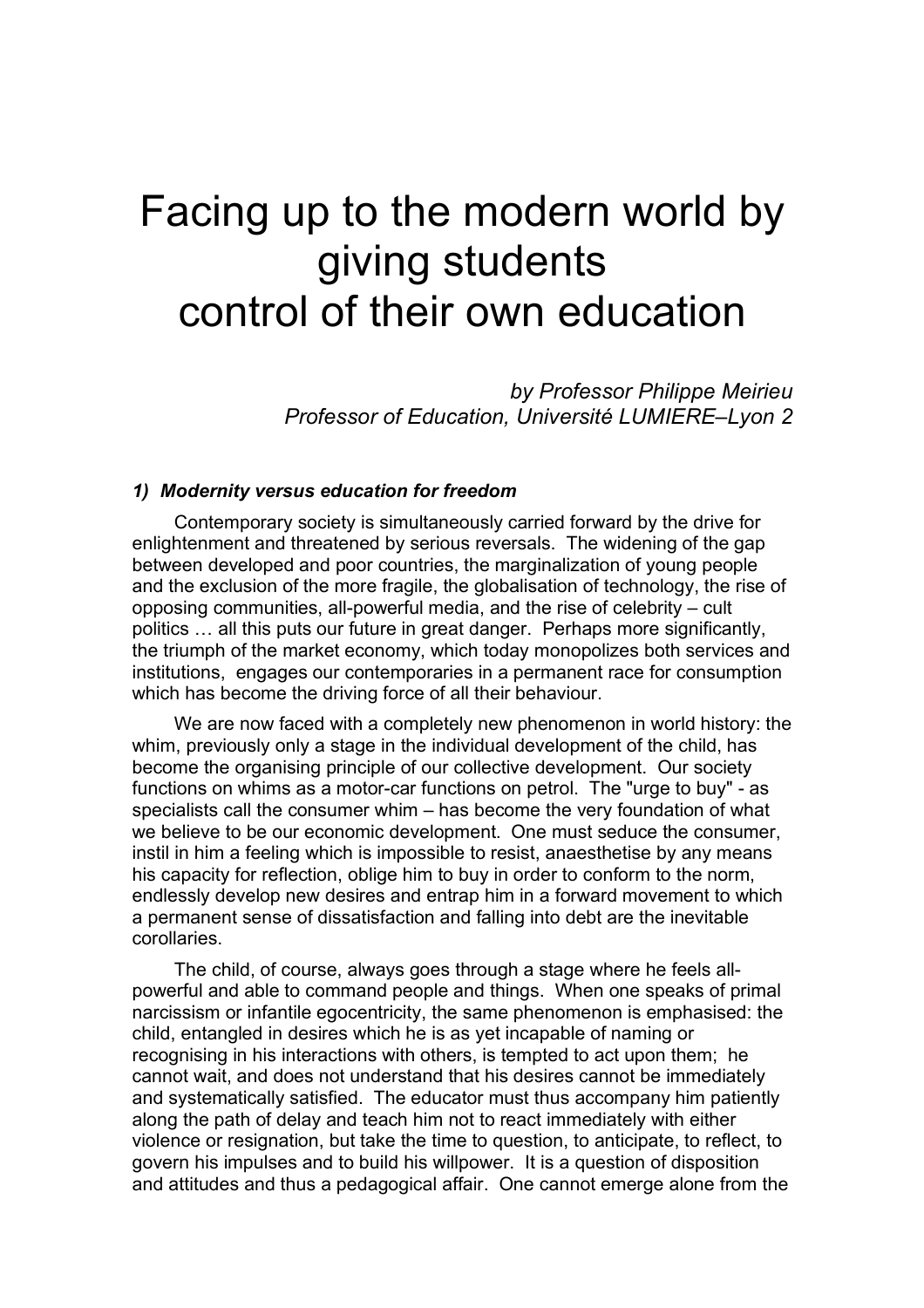# Facing up to the modern world by giving students control of their own education

*by Professor Philippe Meirieu*
*Professor of Education, Université LUMIERE–Lyon 2*

### *1) Modernity versus education for freedom*

Contemporary society is simultaneously carried forward by the drive for enlightenment and threatened by serious reversals. The widening of the gap between developed and poor countries, the marginalization of young people and the exclusion of the more fragile, the globalisation of technology, the rise of opposing communities, all-powerful media, and the rise of celebrity – cult politics … all this puts our future in great danger. Perhaps more significantly, the triumph of the market economy, which today monopolizes both services and institutions, engages our contemporaries in a permanent race for consumption which has become the driving force of all their behaviour.

We are now faced with a completely new phenomenon in world history: the whim, previously only a stage in the individual development of the child, has become the organising principle of our collective development. Our society functions on whims as a motor-car functions on petrol. The "urge to buy" - as specialists call the consumer whim – has become the very foundation of what we believe to be our economic development. One must seduce the consumer, instil in him a feeling which is impossible to resist, anaesthetise by any means his capacity for reflection, oblige him to buy in order to conform to the norm, endlessly develop new desires and entrap him in a forward movement to which a permanent sense of dissatisfaction and falling into debt are the inevitable corollaries.

The child, of course, always goes through a stage where he feels all-powerful and able to command people and things. When one speaks of primal narcissism or infantile egocentricity, the same phenomenon is emphasised: the child, entangled in desires which he is as yet incapable of naming or recognising in his interactions with others, is tempted to act upon them; he cannot wait, and does not understand that his desires cannot be immediately and systematically satisfied. The educator must thus accompany him patiently along the path of delay and teach him not to react immediately with either violence or resignation, but take the time to question, to anticipate, to reflect, to govern his impulses and to build his willpower. It is a question of disposition and attitudes and thus a pedagogical affair. One cannot emerge alone from the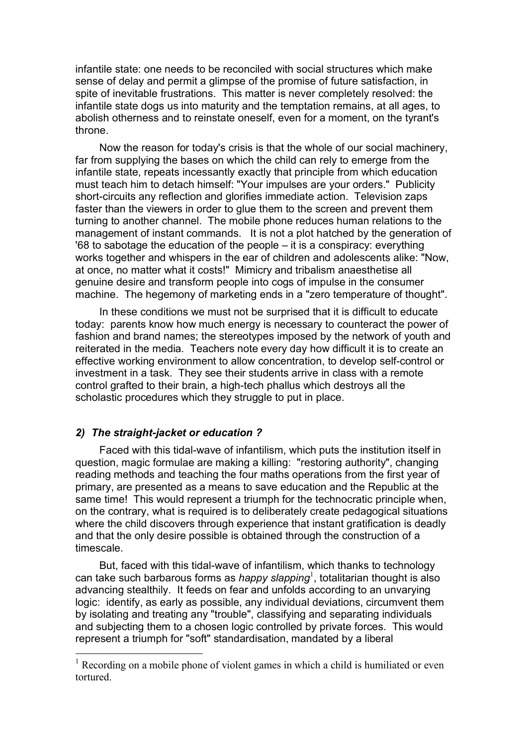infantile state: one needs to be reconciled with social structures which make sense of delay and permit a glimpse of the promise of future satisfaction, in spite of inevitable frustrations. This matter is never completely resolved: the infantile state dogs us into maturity and the temptation remains, at all ages, to abolish otherness and to reinstate oneself, even for a moment, on the tyrant's throne.

Now the reason for today's crisis is that the whole of our social machinery, far from supplying the bases on which the child can rely to emerge from the infantile state, repeats incessantly exactly that principle from which education must teach him to detach himself: "Your impulses are your orders." Publicity short-circuits any reflection and glorifies immediate action. Television zaps faster than the viewers in order to glue them to the screen and prevent them turning to another channel. The mobile phone reduces human relations to the management of instant commands. It is not a plot hatched by the generation of '68 to sabotage the education of the people – it is a conspiracy: everything works together and whispers in the ear of children and adolescents alike: "Now, at once, no matter what it costs!" Mimicry and tribalism anaesthetise all genuine desire and transform people into cogs of impulse in the consumer machine. The hegemony of marketing ends in a "zero temperature of thought".

In these conditions we must not be surprised that it is difficult to educate today: parents know how much energy is necessary to counteract the power of fashion and brand names; the stereotypes imposed by the network of youth and reiterated in the media. Teachers note every day how difficult it is to create an effective working environment to allow concentration, to develop self-control or investment in a task. They see their students arrive in class with a remote control grafted to their brain, a high-tech phallus which destroys all the scholastic procedures which they struggle to put in place.

### *2) The straight-jacket or education ?*

Faced with this tidal-wave of infantilism, which puts the institution itself in question, magic formulae are making a killing: "restoring authority", changing reading methods and teaching the four maths operations from the first year of primary, are presented as a means to save education and the Republic at the same time! This would represent a triumph for the technocratic principle when, on the contrary, what is required is to deliberately create pedagogical situations where the child discovers through experience that instant gratification is deadly and that the only desire possible is obtained through the construction of a timescale.

But, faced with this tidal-wave of infantilism, which thanks to technology can take such barbarous forms as *happy slapping*[1], totalitarian thought is also advancing stealthily. It feeds on fear and unfolds according to an unvarying logic: identify, as early as possible, any individual deviations, circumvent them by isolating and treating any "trouble", classifying and separating individuals and subjecting them to a chosen logic controlled by private forces. This would represent a triumph for "soft" standardisation, mandated by a liberal

[1] Recording on a mobile phone of violent games in which a child is humiliated or even tortured.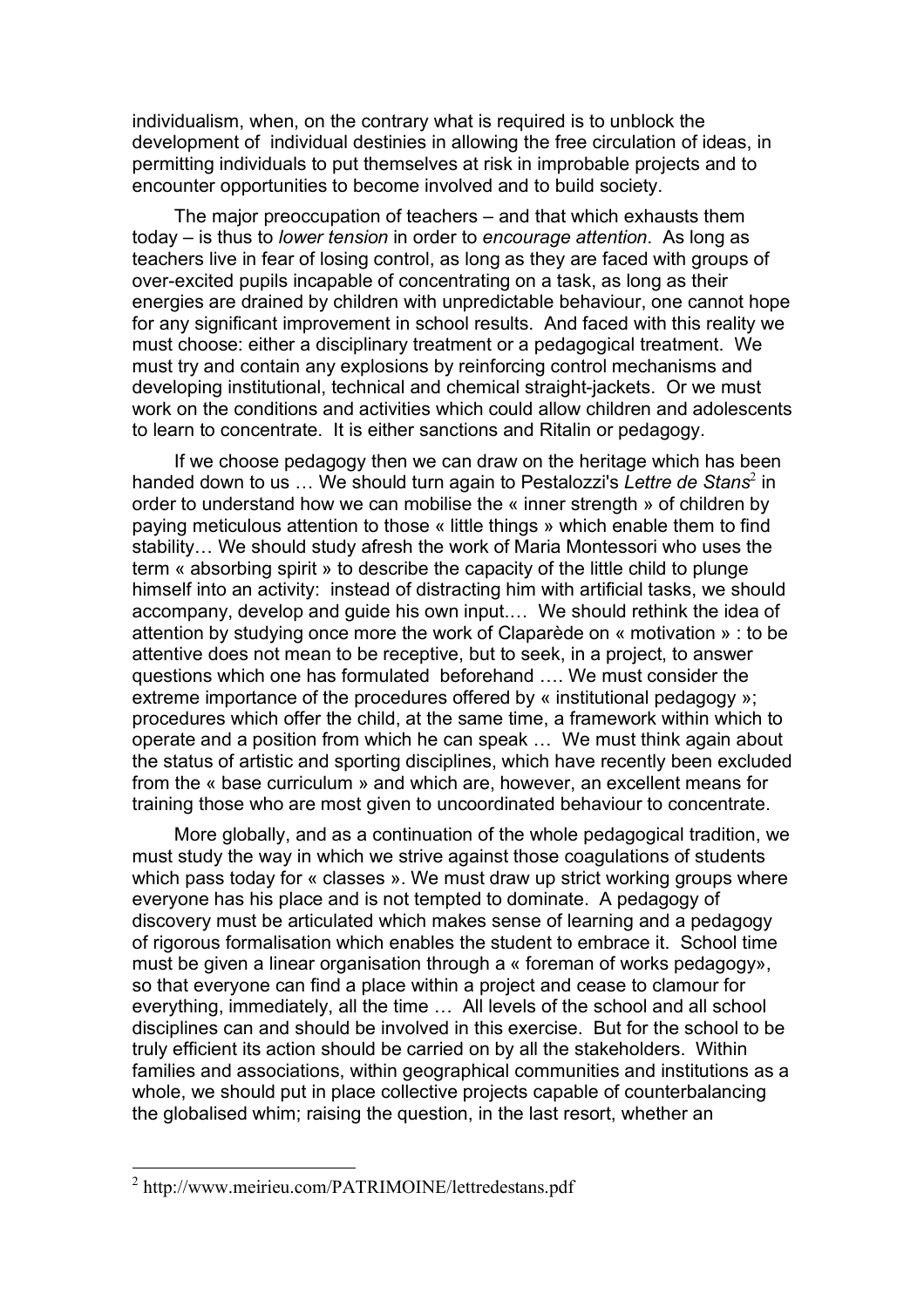individualism, when, on the contrary what is required is to unblock the development of individual destinies in allowing the free circulation of ideas, in permitting individuals to put themselves at risk in improbable projects and to encounter opportunities to become involved and to build society.

The major preoccupation of teachers – and that which exhausts them today – is thus to *lower tension* in order to *encourage attention*. As long as teachers live in fear of losing control, as long as they are faced with groups of over-excited pupils incapable of concentrating on a task, as long as their energies are drained by children with unpredictable behaviour, one cannot hope for any significant improvement in school results. And faced with this reality we must choose: either a disciplinary treatment or a pedagogical treatment. We must try and contain any explosions by reinforcing control mechanisms and developing institutional, technical and chemical straight-jackets. Or we must work on the conditions and activities which could allow children and adolescents to learn to concentrate. It is either sanctions and Ritalin or pedagogy.

If we choose pedagogy then we can draw on the heritage which has been handed down to us … We should turn again to Pestalozzi's *Lettre de Stans*[2] in order to understand how we can mobilise the « inner strength » of children by paying meticulous attention to those « little things » which enable them to find stability… We should study afresh the work of Maria Montessori who uses the term « absorbing spirit » to describe the capacity of the little child to plunge himself into an activity: instead of distracting him with artificial tasks, we should accompany, develop and guide his own input.… We should rethink the idea of attention by studying once more the work of Claparède on « motivation » : to be attentive does not mean to be receptive, but to seek, in a project, to answer questions which one has formulated beforehand …. We must consider the extreme importance of the procedures offered by « institutional pedagogy »; procedures which offer the child, at the same time, a framework within which to operate and a position from which he can speak … We must think again about the status of artistic and sporting disciplines, which have recently been excluded from the « base curriculum » and which are, however, an excellent means for training those who are most given to uncoordinated behaviour to concentrate.

More globally, and as a continuation of the whole pedagogical tradition, we must study the way in which we strive against those coagulations of students which pass today for « classes ». We must draw up strict working groups where everyone has his place and is not tempted to dominate. A pedagogy of discovery must be articulated which makes sense of learning and a pedagogy of rigorous formalisation which enables the student to embrace it. School time must be given a linear organisation through a « foreman of works pedagogy», so that everyone can find a place within a project and cease to clamour for everything, immediately, all the time … All levels of the school and all school disciplines can and should be involved in this exercise. But for the school to be truly efficient its action should be carried on by all the stakeholders. Within families and associations, within geographical communities and institutions as a whole, we should put in place collective projects capable of counterbalancing the globalised whim; raising the question, in the last resort, whether an

---

[2] http://www.meirieu.com/PATRIMOINE/lettredestans.pdf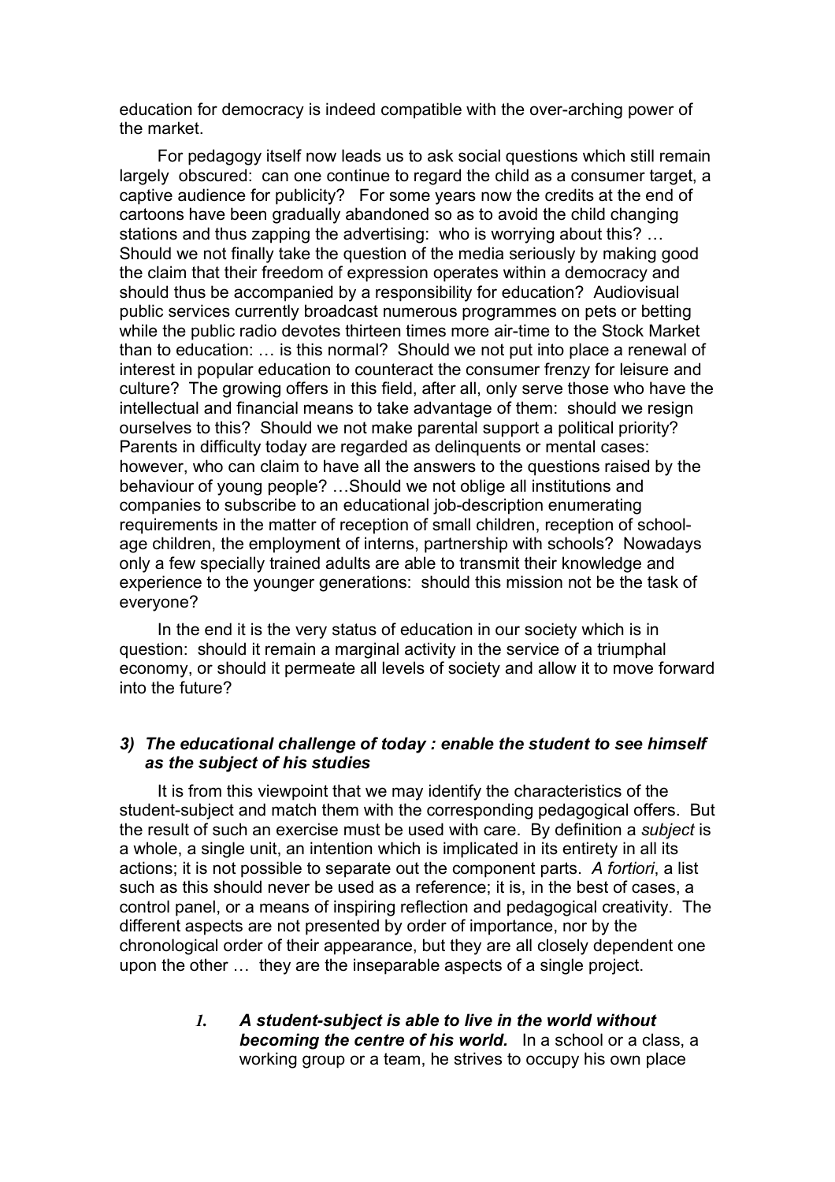education for democracy is indeed compatible with the over-arching power of the market.

For pedagogy itself now leads us to ask social questions which still remain largely obscured: can one continue to regard the child as a consumer target, a captive audience for publicity? For some years now the credits at the end of cartoons have been gradually abandoned so as to avoid the child changing stations and thus zapping the advertising: who is worrying about this? … Should we not finally take the question of the media seriously by making good the claim that their freedom of expression operates within a democracy and should thus be accompanied by a responsibility for education? Audiovisual public services currently broadcast numerous programmes on pets or betting while the public radio devotes thirteen times more air-time to the Stock Market than to education: … is this normal? Should we not put into place a renewal of interest in popular education to counteract the consumer frenzy for leisure and culture? The growing offers in this field, after all, only serve those who have the intellectual and financial means to take advantage of them: should we resign ourselves to this? Should we not make parental support a political priority? Parents in difficulty today are regarded as delinquents or mental cases: however, who can claim to have all the answers to the questions raised by the behaviour of young people? …Should we not oblige all institutions and companies to subscribe to an educational job-description enumerating requirements in the matter of reception of small children, reception of school-age children, the employment of interns, partnership with schools? Nowadays only a few specially trained adults are able to transmit their knowledge and experience to the younger generations: should this mission not be the task of everyone?

In the end it is the very status of education in our society which is in question: should it remain a marginal activity in the service of a triumphal economy, or should it permeate all levels of society and allow it to move forward into the future?

### *3) The educational challenge of today : enable the student to see himself as the subject of his studies*

It is from this viewpoint that we may identify the characteristics of the student-subject and match them with the corresponding pedagogical offers. But the result of such an exercise must be used with care. By definition a *subject* is a whole, a single unit, an intention which is implicated in its entirety in all its actions; it is not possible to separate out the component parts. *A fortiori*, a list such as this should never be used as a reference; it is, in the best of cases, a control panel, or a means of inspiring reflection and pedagogical creativity. The different aspects are not presented by order of importance, nor by the chronological order of their appearance, but they are all closely dependent one upon the other … they are the inseparable aspects of a single project.

1. ***A student-subject is able to live in the world without becoming the centre of his world.*** In a school or a class, a working group or a team, he strives to occupy his own place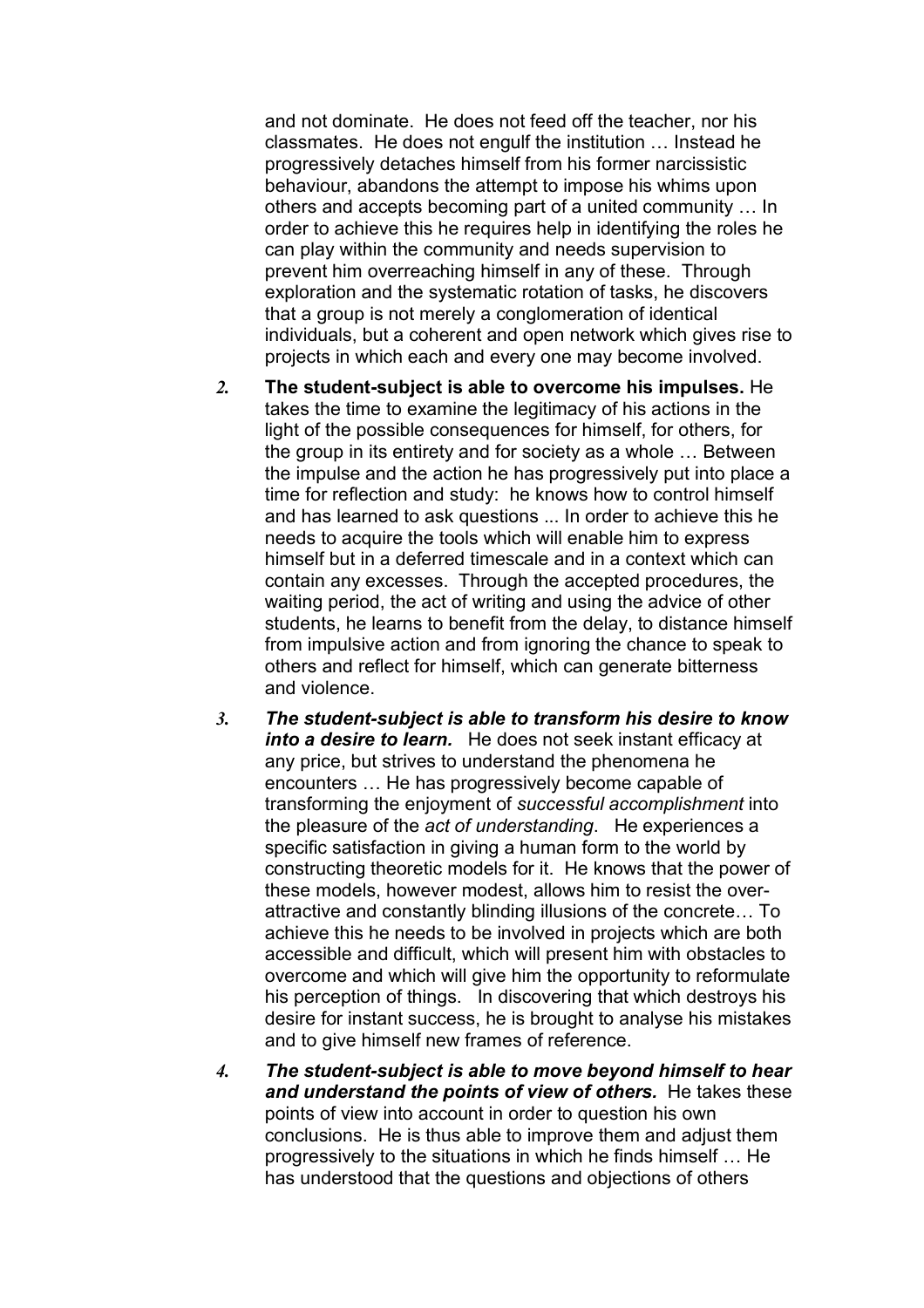and not dominate. He does not feed off the teacher, nor his classmates. He does not engulf the institution … Instead he progressively detaches himself from his former narcissistic behaviour, abandons the attempt to impose his whims upon others and accepts becoming part of a united community … In order to achieve this he requires help in identifying the roles he can play within the community and needs supervision to prevent him overreaching himself in any of these. Through exploration and the systematic rotation of tasks, he discovers that a group is not merely a conglomeration of identical individuals, but a coherent and open network which gives rise to projects in which each and every one may become involved.

2. **The student-subject is able to overcome his impulses.** He takes the time to examine the legitimacy of his actions in the light of the possible consequences for himself, for others, for the group in its entirety and for society as a whole … Between the impulse and the action he has progressively put into place a time for reflection and study: he knows how to control himself and has learned to ask questions ... In order to achieve this he needs to acquire the tools which will enable him to express himself but in a deferred timescale and in a context which can contain any excesses. Through the accepted procedures, the waiting period, the act of writing and using the advice of other students, he learns to benefit from the delay, to distance himself from impulsive action and from ignoring the chance to speak to others and reflect for himself, which can generate bitterness and violence.

3. ***The student-subject is able to transform his desire to know into a desire to learn.*** He does not seek instant efficacy at any price, but strives to understand the phenomena he encounters … He has progressively become capable of transforming the enjoyment of *successful accomplishment* into the pleasure of the *act of understanding*. He experiences a specific satisfaction in giving a human form to the world by constructing theoretic models for it. He knows that the power of these models, however modest, allows him to resist the over-attractive and constantly blinding illusions of the concrete… To achieve this he needs to be involved in projects which are both accessible and difficult, which will present him with obstacles to overcome and which will give him the opportunity to reformulate his perception of things. In discovering that which destroys his desire for instant success, he is brought to analyse his mistakes and to give himself new frames of reference.

4. ***The student-subject is able to move beyond himself to hear and understand the points of view of others.*** He takes these points of view into account in order to question his own conclusions. He is thus able to improve them and adjust them progressively to the situations in which he finds himself … He has understood that the questions and objections of others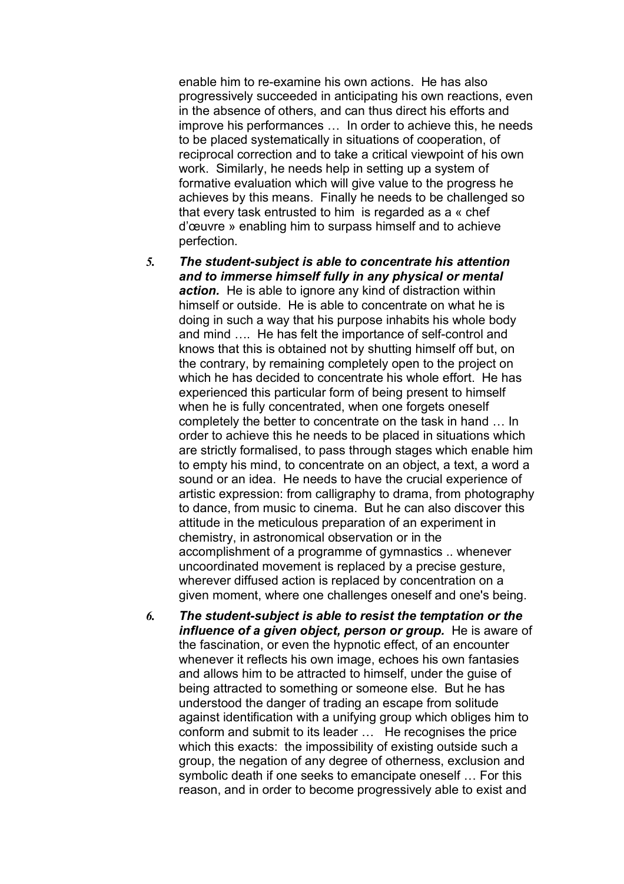enable him to re-examine his own actions. He has also progressively succeeded in anticipating his own reactions, even in the absence of others, and can thus direct his efforts and improve his performances … In order to achieve this, he needs to be placed systematically in situations of cooperation, of reciprocal correction and to take a critical viewpoint of his own work. Similarly, he needs help in setting up a system of formative evaluation which will give value to the progress he achieves by this means. Finally he needs to be challenged so that every task entrusted to him is regarded as a « chef d'œuvre » enabling him to surpass himself and to achieve perfection.

5. ***The student-subject is able to concentrate his attention and to immerse himself fully in any physical or mental action.*** He is able to ignore any kind of distraction within himself or outside. He is able to concentrate on what he is doing in such a way that his purpose inhabits his whole body and mind …. He has felt the importance of self-control and knows that this is obtained not by shutting himself off but, on the contrary, by remaining completely open to the project on which he has decided to concentrate his whole effort. He has experienced this particular form of being present to himself when he is fully concentrated, when one forgets oneself completely the better to concentrate on the task in hand … In order to achieve this he needs to be placed in situations which are strictly formalised, to pass through stages which enable him to empty his mind, to concentrate on an object, a text, a word a sound or an idea. He needs to have the crucial experience of artistic expression: from calligraphy to drama, from photography to dance, from music to cinema. But he can also discover this attitude in the meticulous preparation of an experiment in chemistry, in astronomical observation or in the accomplishment of a programme of gymnastics .. whenever uncoordinated movement is replaced by a precise gesture, wherever diffused action is replaced by concentration on a given moment, where one challenges oneself and one's being.

6. ***The student-subject is able to resist the temptation or the influence of a given object, person or group.*** He is aware of the fascination, or even the hypnotic effect, of an encounter whenever it reflects his own image, echoes his own fantasies and allows him to be attracted to himself, under the guise of being attracted to something or someone else. But he has understood the danger of trading an escape from solitude against identification with a unifying group which obliges him to conform and submit to its leader … He recognises the price which this exacts: the impossibility of existing outside such a group, the negation of any degree of otherness, exclusion and symbolic death if one seeks to emancipate oneself … For this reason, and in order to become progressively able to exist and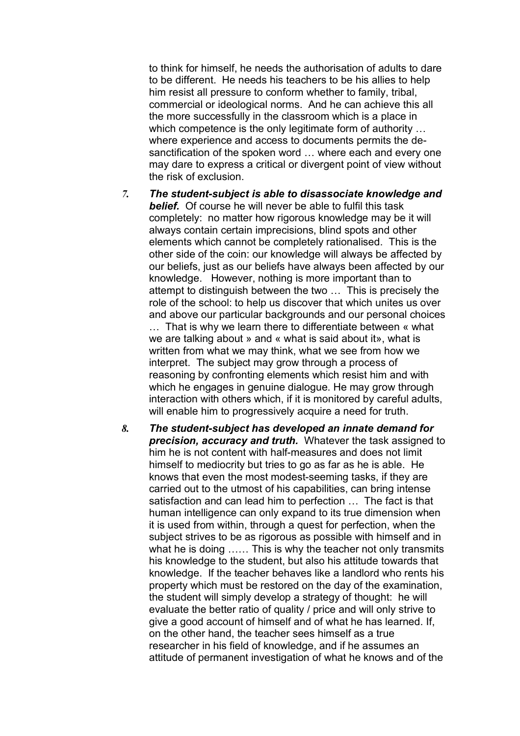to think for himself, he needs the authorisation of adults to dare to be different. He needs his teachers to be his allies to help him resist all pressure to conform whether to family, tribal, commercial or ideological norms. And he can achieve this all the more successfully in the classroom which is a place in which competence is the only legitimate form of authority … where experience and access to documents permits the de-sanctification of the spoken word … where each and every one may dare to express a critical or divergent point of view without the risk of exclusion.

7. ***The student-subject is able to disassociate knowledge and belief.*** Of course he will never be able to fulfil this task completely: no matter how rigorous knowledge may be it will always contain certain imprecisions, blind spots and other elements which cannot be completely rationalised. This is the other side of the coin: our knowledge will always be affected by our beliefs, just as our beliefs have always been affected by our knowledge. However, nothing is more important than to attempt to distinguish between the two … This is precisely the role of the school: to help us discover that which unites us over and above our particular backgrounds and our personal choices … That is why we learn there to differentiate between « what we are talking about » and « what is said about it», what is written from what we may think, what we see from how we interpret. The subject may grow through a process of reasoning by confronting elements which resist him and with which he engages in genuine dialogue. He may grow through interaction with others which, if it is monitored by careful adults, will enable him to progressively acquire a need for truth.

8. ***The student-subject has developed an innate demand for precision, accuracy and truth.*** Whatever the task assigned to him he is not content with half-measures and does not limit himself to mediocrity but tries to go as far as he is able. He knows that even the most modest-seeming tasks, if they are carried out to the utmost of his capabilities, can bring intense satisfaction and can lead him to perfection … The fact is that human intelligence can only expand to its true dimension when it is used from within, through a quest for perfection, when the subject strives to be as rigorous as possible with himself and in what he is doing …… This is why the teacher not only transmits his knowledge to the student, but also his attitude towards that knowledge. If the teacher behaves like a landlord who rents his property which must be restored on the day of the examination, the student will simply develop a strategy of thought: he will evaluate the better ratio of quality / price and will only strive to give a good account of himself and of what he has learned. If, on the other hand, the teacher sees himself as a true researcher in his field of knowledge, and if he assumes an attitude of permanent investigation of what he knows and of the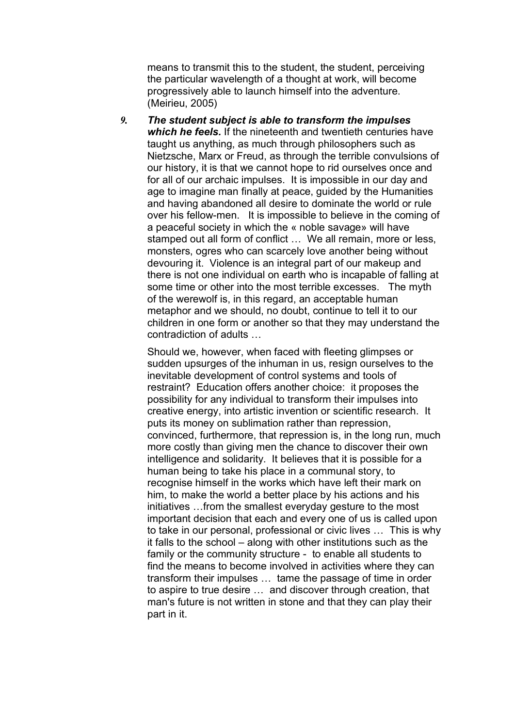means to transmit this to the student, the student, perceiving the particular wavelength of a thought at work, will become progressively able to launch himself into the adventure. (Meirieu, 2005)

9. ***The student subject is able to transform the impulses which he feels.*** If the nineteenth and twentieth centuries have taught us anything, as much through philosophers such as Nietzsche, Marx or Freud, as through the terrible convulsions of our history, it is that we cannot hope to rid ourselves once and for all of our archaic impulses. It is impossible in our day and age to imagine man finally at peace, guided by the Humanities and having abandoned all desire to dominate the world or rule over his fellow-men. It is impossible to believe in the coming of a peaceful society in which the « noble savage» will have stamped out all form of conflict … We all remain, more or less, monsters, ogres who can scarcely love another being without devouring it. Violence is an integral part of our makeup and there is not one individual on earth who is incapable of falling at some time or other into the most terrible excesses. The myth of the werewolf is, in this regard, an acceptable human metaphor and we should, no doubt, continue to tell it to our children in one form or another so that they may understand the contradiction of adults …

   Should we, however, when faced with fleeting glimpses or sudden upsurges of the inhuman in us, resign ourselves to the inevitable development of control systems and tools of restraint? Education offers another choice: it proposes the possibility for any individual to transform their impulses into creative energy, into artistic invention or scientific research. It puts its money on sublimation rather than repression, convinced, furthermore, that repression is, in the long run, much more costly than giving men the chance to discover their own intelligence and solidarity. It believes that it is possible for a human being to take his place in a communal story, to recognise himself in the works which have left their mark on him, to make the world a better place by his actions and his initiatives …from the smallest everyday gesture to the most important decision that each and every one of us is called upon to take in our personal, professional or civic lives … This is why it falls to the school – along with other institutions such as the family or the community structure - to enable all students to find the means to become involved in activities where they can transform their impulses … tame the passage of time in order to aspire to true desire … and discover through creation, that man's future is not written in stone and that they can play their part in it.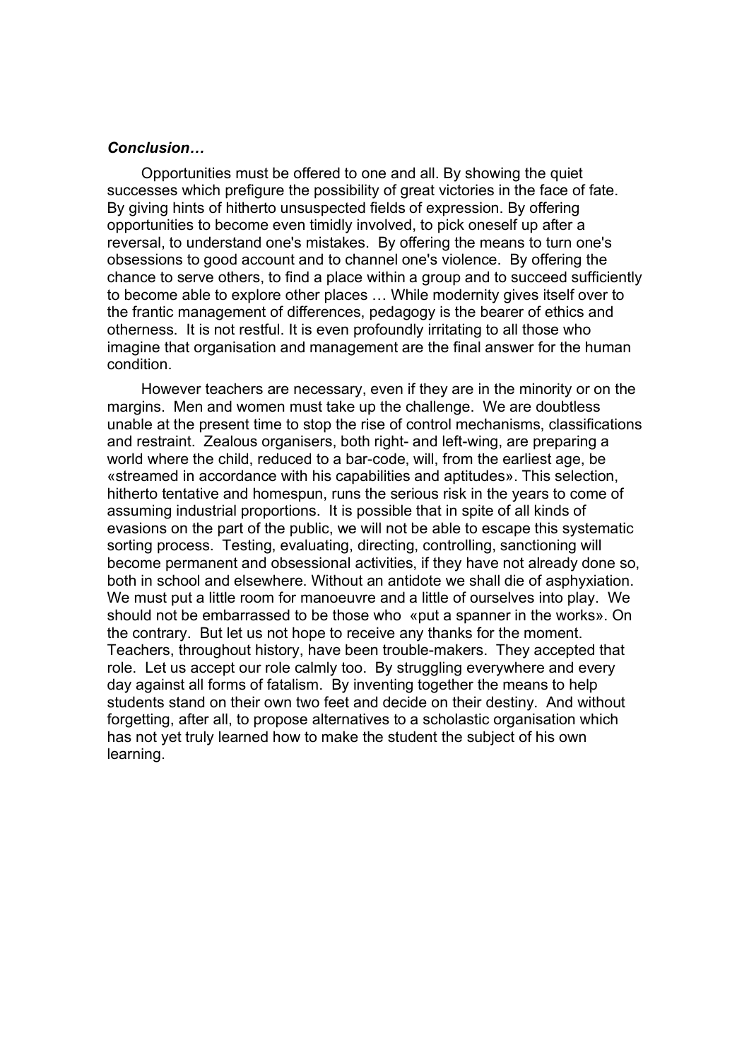***Conclusion…***

Opportunities must be offered to one and all. By showing the quiet successes which prefigure the possibility of great victories in the face of fate. By giving hints of hitherto unsuspected fields of expression. By offering opportunities to become even timidly involved, to pick oneself up after a reversal, to understand one's mistakes. By offering the means to turn one's obsessions to good account and to channel one's violence. By offering the chance to serve others, to find a place within a group and to succeed sufficiently to become able to explore other places … While modernity gives itself over to the frantic management of differences, pedagogy is the bearer of ethics and otherness. It is not restful. It is even profoundly irritating to all those who imagine that organisation and management are the final answer for the human condition.

However teachers are necessary, even if they are in the minority or on the margins. Men and women must take up the challenge. We are doubtless unable at the present time to stop the rise of control mechanisms, classifications and restraint. Zealous organisers, both right- and left-wing, are preparing a world where the child, reduced to a bar-code, will, from the earliest age, be «streamed in accordance with his capabilities and aptitudes». This selection, hitherto tentative and homespun, runs the serious risk in the years to come of assuming industrial proportions. It is possible that in spite of all kinds of evasions on the part of the public, we will not be able to escape this systematic sorting process. Testing, evaluating, directing, controlling, sanctioning will become permanent and obsessional activities, if they have not already done so, both in school and elsewhere. Without an antidote we shall die of asphyxiation. We must put a little room for manoeuvre and a little of ourselves into play. We should not be embarrassed to be those who «put a spanner in the works». On the contrary. But let us not hope to receive any thanks for the moment. Teachers, throughout history, have been trouble-makers. They accepted that role. Let us accept our role calmly too. By struggling everywhere and every day against all forms of fatalism. By inventing together the means to help students stand on their own two feet and decide on their destiny. And without forgetting, after all, to propose alternatives to a scholastic organisation which has not yet truly learned how to make the student the subject of his own learning.